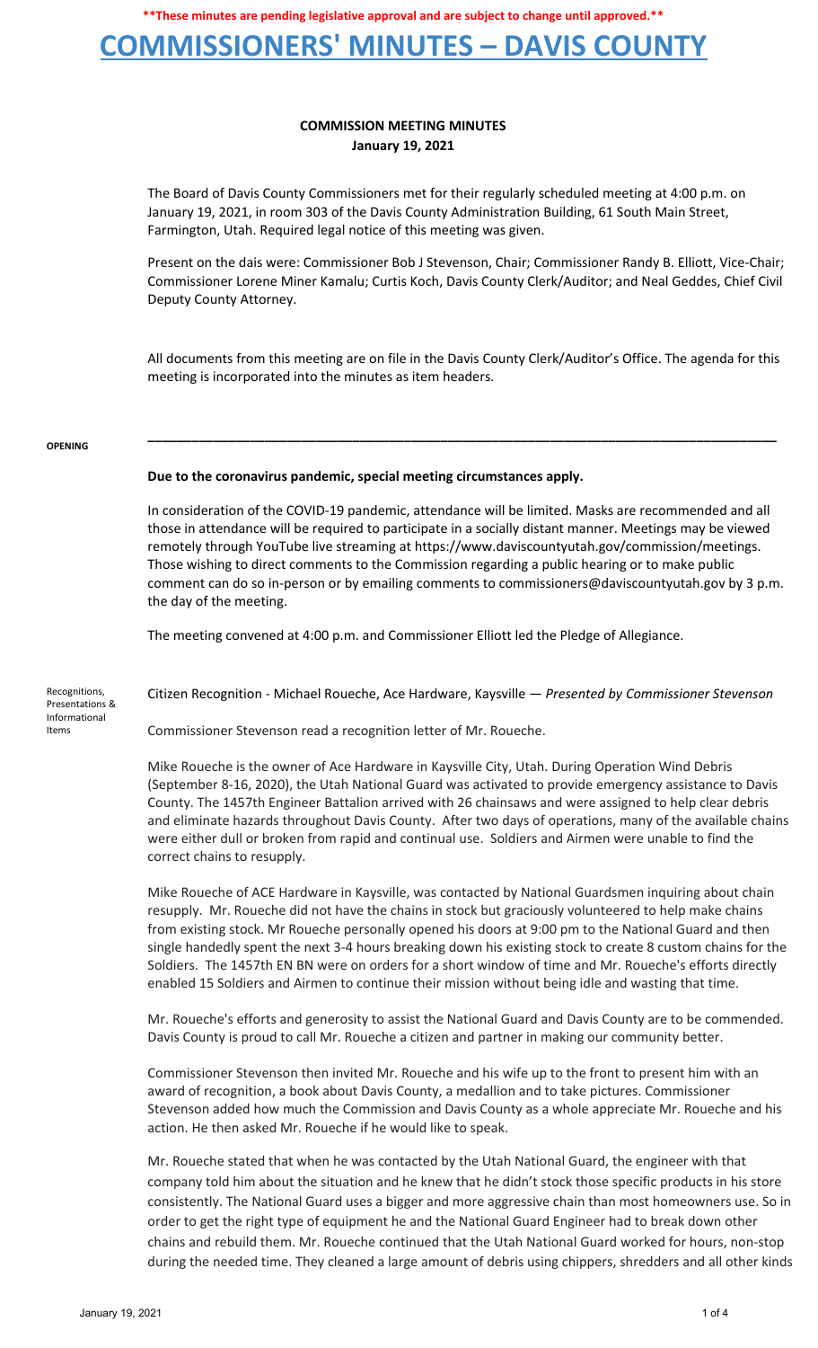**\*\*These minutes are pending legislative approval and are subject to change until approved.\*\***

# COMMISSIONERS' MINUTES – DAVIS COUNTY

## COMMISSION MEETING MINUTES
**January 19, 2021**

The Board of Davis County Commissioners met for their regularly scheduled meeting at 4:00 p.m. on January 19, 2021, in room 303 of the Davis County Administration Building, 61 South Main Street, Farmington, Utah. Required legal notice of this meeting was given.

Present on the dais were: Commissioner Bob J Stevenson, Chair; Commissioner Randy B. Elliott, Vice-Chair; Commissioner Lorene Miner Kamalu; Curtis Koch, Davis County Clerk/Auditor; and Neal Geddes, Chief Civil Deputy County Attorney.

All documents from this meeting are on file in the Davis County Clerk/Auditor's Office. The agenda for this meeting is incorporated into the minutes as item headers.

---

**OPENING**

**Due to the coronavirus pandemic, special meeting circumstances apply.**

In consideration of the COVID-19 pandemic, attendance will be limited. Masks are recommended and all those in attendance will be required to participate in a socially distant manner. Meetings may be viewed remotely through YouTube live streaming at https://www.daviscountyutah.gov/commission/meetings. Those wishing to direct comments to the Commission regarding a public hearing or to make public comment can do so in-person or by emailing comments to commissioners@daviscountyutah.gov by 3 p.m. the day of the meeting.

The meeting convened at 4:00 p.m. and Commissioner Elliott led the Pledge of Allegiance.

**Recognitions, Presentations & Informational Items**

Citizen Recognition - Michael Roueche, Ace Hardware, Kaysville — *Presented by Commissioner Stevenson*

Commissioner Stevenson read a recognition letter of Mr. Roueche.

Mike Roueche is the owner of Ace Hardware in Kaysville City, Utah. During Operation Wind Debris (September 8-16, 2020), the Utah National Guard was activated to provide emergency assistance to Davis County. The 1457th Engineer Battalion arrived with 26 chainsaws and were assigned to help clear debris and eliminate hazards throughout Davis County. After two days of operations, many of the available chains were either dull or broken from rapid and continual use. Soldiers and Airmen were unable to find the correct chains to resupply.

Mike Roueche of ACE Hardware in Kaysville, was contacted by National Guardsmen inquiring about chain resupply. Mr. Roueche did not have the chains in stock but graciously volunteered to help make chains from existing stock. Mr Roueche personally opened his doors at 9:00 pm to the National Guard and then single handedly spent the next 3-4 hours breaking down his existing stock to create 8 custom chains for the Soldiers. The 1457th EN BN were on orders for a short window of time and Mr. Roueche's efforts directly enabled 15 Soldiers and Airmen to continue their mission without being idle and wasting that time.

Mr. Roueche's efforts and generosity to assist the National Guard and Davis County are to be commended. Davis County is proud to call Mr. Roueche a citizen and partner in making our community better.

Commissioner Stevenson then invited Mr. Roueche and his wife up to the front to present him with an award of recognition, a book about Davis County, a medallion and to take pictures. Commissioner Stevenson added how much the Commission and Davis County as a whole appreciate Mr. Roueche and his action. He then asked Mr. Roueche if he would like to speak.

Mr. Roueche stated that when he was contacted by the Utah National Guard, the engineer with that company told him about the situation and he knew that he didn't stock those specific products in his store consistently. The National Guard uses a bigger and more aggressive chain than most homeowners use. So in order to get the right type of equipment he and the National Guard Engineer had to break down other chains and rebuild them. Mr. Roueche continued that the Utah National Guard worked for hours, non-stop during the needed time. They cleaned a large amount of debris using chippers, shredders and all other kinds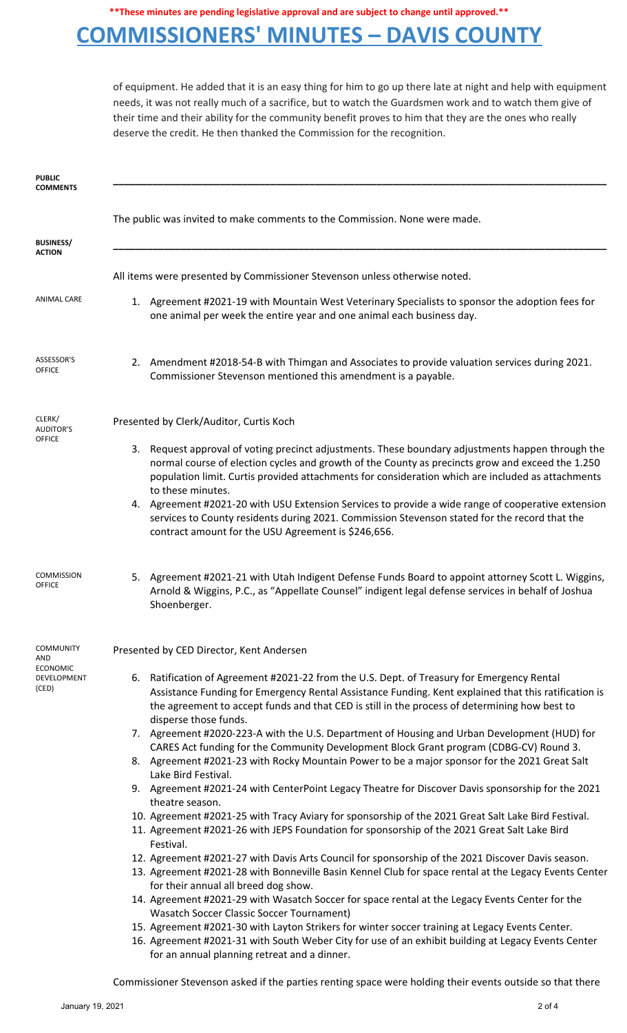of equipment. He added that it is an easy thing for him to go up there late at night and help with equipment needs, it was not really much of a sacrifice, but to watch the Guardsmen work and to watch them give of their time and their ability for the community benefit proves to him that they are the ones who really deserve the credit. He then thanked the Commission for the recognition.

**PUBLIC COMMENTS**

The public was invited to make comments to the Commission. None were made.

**BUSINESS/ ACTION**

All items were presented by Commissioner Stevenson unless otherwise noted.

ANIMAL CARE

1. Agreement #2021-19 with Mountain West Veterinary Specialists to sponsor the adoption fees for one animal per week the entire year and one animal each business day.

ASSESSOR'S OFFICE

2. Amendment #2018-54-B with Thimgan and Associates to provide valuation services during 2021. Commissioner Stevenson mentioned this amendment is a payable.

CLERK/ AUDITOR'S OFFICE

Presented by Clerk/Auditor, Curtis Koch

3. Request approval of voting precinct adjustments. These boundary adjustments happen through the normal course of election cycles and growth of the County as precincts grow and exceed the 1.250 population limit. Curtis provided attachments for consideration which are included as attachments to these minutes.
4. Agreement #2021-20 with USU Extension Services to provide a wide range of cooperative extension services to County residents during 2021. Commission Stevenson stated for the record that the contract amount for the USU Agreement is $246,656.

COMMISSION OFFICE

5. Agreement #2021-21 with Utah Indigent Defense Funds Board to appoint attorney Scott L. Wiggins, Arnold & Wiggins, P.C., as "Appellate Counsel" indigent legal defense services in behalf of Joshua Shoenberger.

COMMUNITY AND ECONOMIC DEVELOPMENT (CED)

Presented by CED Director, Kent Andersen

6. Ratification of Agreement #2021-22 from the U.S. Dept. of Treasury for Emergency Rental Assistance Funding for Emergency Rental Assistance Funding. Kent explained that this ratification is the agreement to accept funds and that CED is still in the process of determining how best to disperse those funds.
7. Agreement #2020-223-A with the U.S. Department of Housing and Urban Development (HUD) for CARES Act funding for the Community Development Block Grant program (CDBG-CV) Round 3.
8. Agreement #2021-23 with Rocky Mountain Power to be a major sponsor for the 2021 Great Salt Lake Bird Festival.
9. Agreement #2021-24 with CenterPoint Legacy Theatre for Discover Davis sponsorship for the 2021 theatre season.
10. Agreement #2021-25 with Tracy Aviary for sponsorship of the 2021 Great Salt Lake Bird Festival.
11. Agreement #2021-26 with JEPS Foundation for sponsorship of the 2021 Great Salt Lake Bird Festival.
12. Agreement #2021-27 with Davis Arts Council for sponsorship of the 2021 Discover Davis season.
13. Agreement #2021-28 with Bonneville Basin Kennel Club for space rental at the Legacy Events Center for their annual all breed dog show.
14. Agreement #2021-29 with Wasatch Soccer for space rental at the Legacy Events Center for the Wasatch Soccer Classic Soccer Tournament)
15. Agreement #2021-30 with Layton Strikers for winter soccer training at Legacy Events Center.
16. Agreement #2021-31 with South Weber City for use of an exhibit building at Legacy Events Center for an annual planning retreat and a dinner.

Commissioner Stevenson asked if the parties renting space were holding their events outside so that there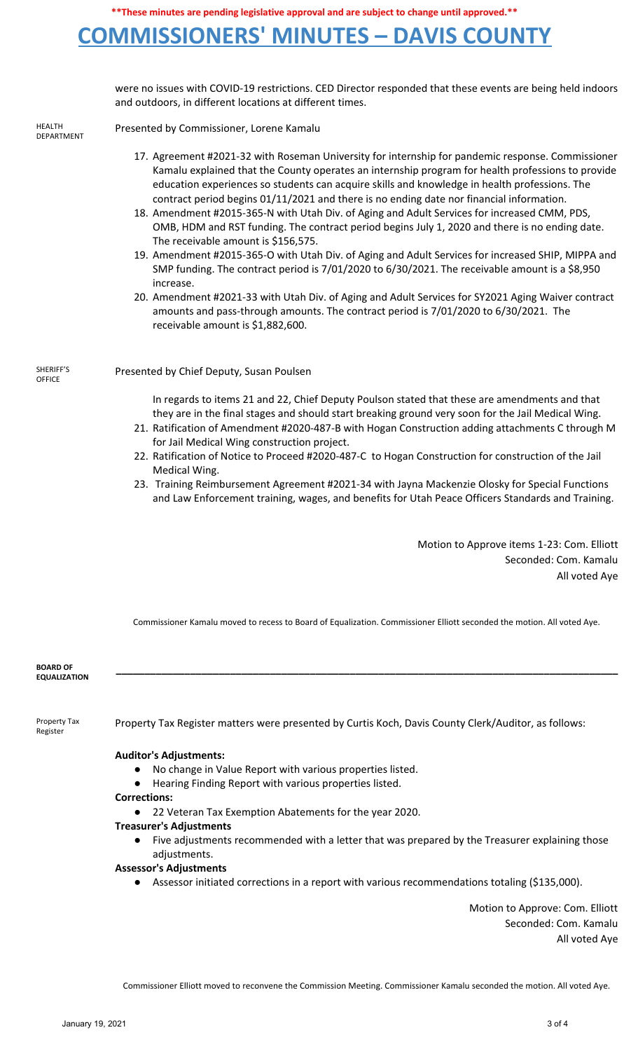**These minutes are pending legislative approval and are subject to change until approved.**

# COMMISSIONERS' MINUTES – DAVIS COUNTY

were no issues with COVID-19 restrictions. CED Director responded that these events are being held indoors and outdoors, in different locations at different times.

HEALTH DEPARTMENT

Presented by Commissioner, Lorene Kamalu

17. Agreement #2021-32 with Roseman University for internship for pandemic response. Commissioner Kamalu explained that the County operates an internship program for health professions to provide education experiences so students can acquire skills and knowledge in health professions. The contract period begins 01/11/2021 and there is no ending date nor financial information.
18. Amendment #2015-365-N with Utah Div. of Aging and Adult Services for increased CMM, PDS, OMB, HDM and RST funding. The contract period begins July 1, 2020 and there is no ending date. The receivable amount is $156,575.
19. Amendment #2015-365-O with Utah Div. of Aging and Adult Services for increased SHIP, MIPPA and SMP funding. The contract period is 7/01/2020 to 6/30/2021. The receivable amount is a $8,950 increase.
20. Amendment #2021-33 with Utah Div. of Aging and Adult Services for SY2021 Aging Waiver contract amounts and pass-through amounts. The contract period is 7/01/2020 to 6/30/2021. The receivable amount is $1,882,600.

SHERIFF'S OFFICE

Presented by Chief Deputy, Susan Poulsen

In regards to items 21 and 22, Chief Deputy Poulson stated that these are amendments and that they are in the final stages and should start breaking ground very soon for the Jail Medical Wing.

21. Ratification of Amendment #2020-487-B with Hogan Construction adding attachments C through M for Jail Medical Wing construction project.
22. Ratification of Notice to Proceed #2020-487-C to Hogan Construction for construction of the Jail Medical Wing.
23. Training Reimbursement Agreement #2021-34 with Jayna Mackenzie Olosky for Special Functions and Law Enforcement training, wages, and benefits for Utah Peace Officers Standards and Training.

Motion to Approve items 1-23: Com. Elliott
Seconded: Com. Kamalu
All voted Aye

Commissioner Kamalu moved to recess to Board of Equalization. Commissioner Elliott seconded the motion. All voted Aye.

## BOARD OF EQUALIZATION

Property Tax Register

Property Tax Register matters were presented by Curtis Koch, Davis County Clerk/Auditor, as follows:

**Auditor's Adjustments:**

- No change in Value Report with various properties listed.
- Hearing Finding Report with various properties listed.

**Corrections:**

- 22 Veteran Tax Exemption Abatements for the year 2020.

**Treasurer's Adjustments**

- Five adjustments recommended with a letter that was prepared by the Treasurer explaining those adjustments.

**Assessor's Adjustments**

- Assessor initiated corrections in a report with various recommendations totaling ($135,000).

Motion to Approve: Com. Elliott
Seconded: Com. Kamalu
All voted Aye

Commissioner Elliott moved to reconvene the Commission Meeting. Commissioner Kamalu seconded the motion. All voted Aye.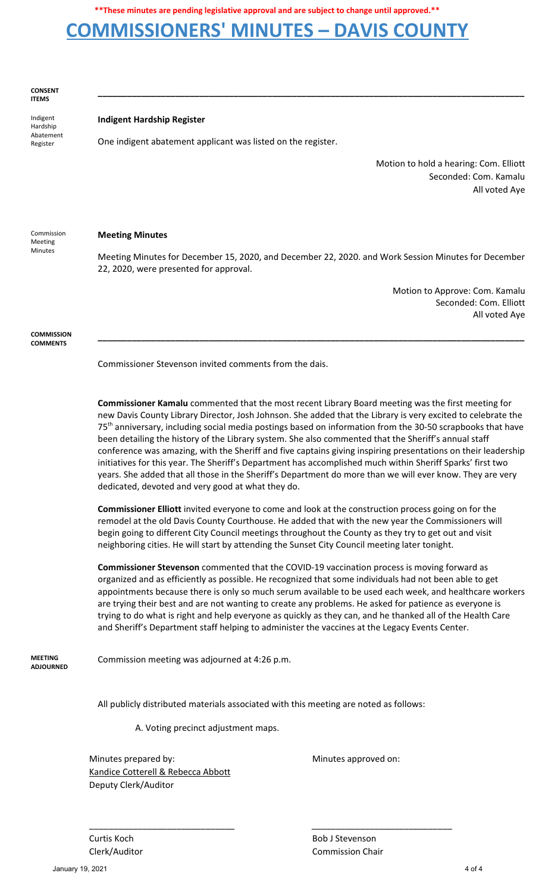**\*\*These minutes are pending legislative approval and are subject to change until approved.\*\***

# COMMISSIONERS' MINUTES – DAVIS COUNTY

**CONSENT ITEMS**

---

Indigent Hardship Abatement Register

**Indigent Hardship Register**

One indigent abatement applicant was listed on the register.

Motion to hold a hearing: Com. Elliott
Seconded: Com. Kamalu
All voted Aye

Commission Meeting Minutes

**Meeting Minutes**

Meeting Minutes for December 15, 2020, and December 22, 2020. and Work Session Minutes for December 22, 2020, were presented for approval.

Motion to Approve: Com. Kamalu
Seconded: Com. Elliott
All voted Aye

**COMMISSION COMMENTS**

---

Commissioner Stevenson invited comments from the dais.

**Commissioner Kamalu** commented that the most recent Library Board meeting was the first meeting for new Davis County Library Director, Josh Johnson. She added that the Library is very excited to celebrate the 75th anniversary, including social media postings based on information from the 30-50 scrapbooks that have been detailing the history of the Library system. She also commented that the Sheriff's annual staff conference was amazing, with the Sheriff and five captains giving inspiring presentations on their leadership initiatives for this year. The Sheriff's Department has accomplished much within Sheriff Sparks' first two years. She added that all those in the Sheriff's Department do more than we will ever know. They are very dedicated, devoted and very good at what they do.

**Commissioner Elliott** invited everyone to come and look at the construction process going on for the remodel at the old Davis County Courthouse. He added that with the new year the Commissioners will begin going to different City Council meetings throughout the County as they try to get out and visit neighboring cities. He will start by attending the Sunset City Council meeting later tonight.

**Commissioner Stevenson** commented that the COVID-19 vaccination process is moving forward as organized and as efficiently as possible. He recognized that some individuals had not been able to get appointments because there is only so much serum available to be used each week, and healthcare workers are trying their best and are not wanting to create any problems. He asked for patience as everyone is trying to do what is right and help everyone as quickly as they can, and he thanked all of the Health Care and Sheriff's Department staff helping to administer the vaccines at the Legacy Events Center.

**MEETING ADJOURNED**

Commission meeting was adjourned at 4:26 p.m.

All publicly distributed materials associated with this meeting are noted as follows:

A. Voting precinct adjustment maps.

Minutes prepared by:
Kandice Cotterell & Rebecca Abbott
Deputy Clerk/Auditor

Minutes approved on:

_______________________________

Curtis Koch
Clerk/Auditor

_______________________________

Bob J Stevenson
Commission Chair

January 19, 2021